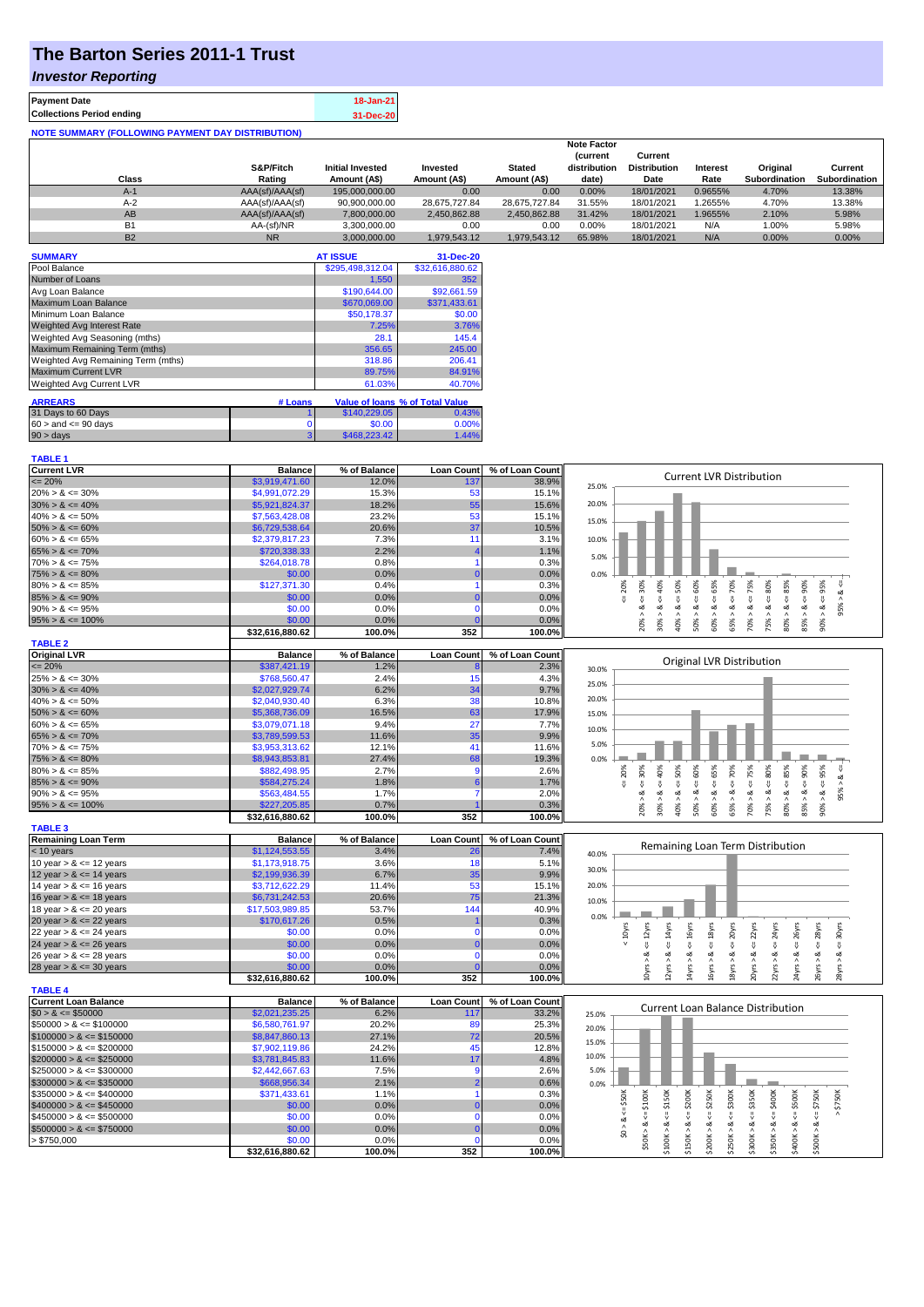# The Barton Series 2011-1 Trust

## *Investor Reporting*

| Payment Date | 18-Jan-21 |
|---|---|
| Collections Period ending | 31-Dec-20 |

**NOTE SUMMARY (FOLLOWING PAYMENT DAY DISTRIBUTION)**

| Class | S&P/Fitch Rating | Initial Invested Amount (A$) | Invested Amount (A$) | Stated Amount (A$) | Note Factor (current distribution date) | Current Distribution Date | Interest Rate | Original Subordination | Current Subordination |
|---|---|---|---|---|---|---|---|---|---|
| A-1 | AAA(sf)/AAA(sf) | 195,000,000.00 | 0.00 | 0.00 | 0.00% | 18/01/2021 | 0.9655% | 4.70% | 13.38% |
| A-2 | AAA(sf)/AAA(sf) | 90,900,000.00 | 28,675,727.84 | 28,675,727.84 | 31.55% | 18/01/2021 | 1.2655% | 4.70% | 13.38% |
| AB | AAA(sf)/AAA(sf) | 7,800,000.00 | 2,450,862.88 | 2,450,862.88 | 31.42% | 18/01/2021 | 1.9655% | 2.10% | 5.98% |
| B1 | AA-(sf)/NR | 3,300,000.00 | 0.00 | 0.00 | 0.00% | 18/01/2021 | N/A | 1.00% | 5.98% |
| B2 | NR | 3,000,000.00 | 1,979,543.12 | 1,979,543.12 | 65.98% | 18/01/2021 | N/A | 0.00% | 0.00% |

| SUMMARY | AT ISSUE | 31-Dec-20 |
|---|---|---|
| Pool Balance | $295,498,312.04 | $32,616,880.62 |
| Number of Loans | 1,550 | 352 |
| Avg Loan Balance | $190,644.00 | $92,661.59 |
| Maximum Loan Balance | $670,069.00 | $371,433.61 |
| Minimum Loan Balance | $50,178.37 | $0.00 |
| Weighted Avg Interest Rate | 7.25% | 3.76% |
| Weighted Avg Seasoning (mths) | 28.1 | 145.4 |
| Maximum Remaining Term (mths) | 356.65 | 245.00 |
| Weighted Avg Remaining Term (mths) | 318.86 | 206.41 |
| Maximum Current LVR | 89.75% | 84.91% |
| Weighted Avg Current LVR | 61.03% | 40.70% |

| ARREARS | # Loans | Value of loans | % of Total Value |
|---|---|---|---|
| 31 Days to 60 Days | 1 | $140,229.05 | 0.43% |
| 60 > and <= 90 days | 0 | $0.00 | 0.00% |
| 90 > days | 3 | $468,223.42 | 1.44% |

**TABLE 1**

| Current LVR | Balance | % of Balance | Loan Count | % of Loan Count |
|---|---|---|---|---|
| <= 20% | $3,919,471.60 | 12.0% | 137 | 38.9% |
| 20% > & <= 30% | $4,991,072.29 | 15.3% | 53 | 15.1% |
| 30% > & <= 40% | $5,921,824.37 | 18.2% | 55 | 15.6% |
| 40% > & <= 50% | $7,563,428.08 | 23.2% | 53 | 15.1% |
| 50% > & <= 60% | $6,729,538.64 | 20.6% | 37 | 10.5% |
| 60% > & <= 65% | $2,379,817.23 | 7.3% | 11 | 3.1% |
| 65% > & <= 70% | $720,338.33 | 2.2% | 4 | 1.1% |
| 70% > & <= 75% | $264,018.78 | 0.8% | 1 | 0.3% |
| 75% > & <= 80% | $0.00 | 0.0% | 0 | 0.0% |
| 80% > & <= 85% | $127,371.30 | 0.4% | 1 | 0.3% |
| 85% > & <= 90% | $0.00 | 0.0% | 0 | 0.0% |
| 90% > & <= 95% | $0.00 | 0.0% | 0 | 0.0% |
| 95% > & <= 100% | $0.00 | 0.0% | 0 | 0.0% |
| | $32,616,880.62 | 100.0% | 352 | 100.0% |

**TABLE 2**

| Original LVR | Balance | % of Balance | Loan Count | % of Loan Count |
|---|---|---|---|---|
| <= 20% | $387,421.19 | 1.2% | 8 | 2.3% |
| 25% > & <= 30% | $768,560.47 | 2.4% | 15 | 4.3% |
| 30% > & <= 40% | $2,027,929.74 | 6.2% | 34 | 9.7% |
| 40% > & <= 50% | $2,040,930.40 | 6.3% | 38 | 10.8% |
| 50% > & <= 60% | $5,368,736.09 | 16.5% | 63 | 17.9% |
| 60% > & <= 65% | $3,079,071.18 | 9.4% | 27 | 7.7% |
| 65% > & <= 70% | $3,789,599.53 | 11.6% | 35 | 9.9% |
| 70% > & <= 75% | $3,953,313.62 | 12.1% | 41 | 11.6% |
| 75% > & <= 80% | $8,943,853.81 | 27.4% | 68 | 19.3% |
| 80% > & <= 85% | $882,498.95 | 2.7% | 9 | 2.6% |
| 85% > & <= 90% | $584,275.24 | 1.8% | 6 | 1.7% |
| 90% > & <= 95% | $563,484.55 | 1.7% | 7 | 2.0% |
| 95% > & <= 100% | $227,205.85 | 0.7% | 1 | 0.3% |
| | $32,616,880.62 | 100.0% | 352 | 100.0% |

**TABLE 3**

| Remaining Loan Term | Balance | % of Balance | Loan Count | % of Loan Count |
|---|---|---|---|---|
| < 10 years | $1,124,553.55 | 3.4% | 26 | 7.4% |
| 10 year > & <= 12 years | $1,173,918.75 | 3.6% | 18 | 5.1% |
| 12 year > & <= 14 years | $2,199,936.39 | 6.7% | 35 | 9.9% |
| 14 year > & <= 16 years | $3,712,622.29 | 11.4% | 53 | 15.1% |
| 16 year > & <= 18 years | $6,731,242.53 | 20.6% | 75 | 21.3% |
| 18 year > & <= 20 years | $17,503,989.85 | 53.7% | 144 | 40.9% |
| 20 year > & <= 22 years | $170,617.26 | 0.5% | 1 | 0.3% |
| 22 year > & <= 24 years | $0.00 | 0.0% | 0 | 0.0% |
| 24 year > & <= 26 years | $0.00 | 0.0% | 0 | 0.0% |
| 26 year > & <= 28 years | $0.00 | 0.0% | 0 | 0.0% |
| 28 year > & <= 30 years | $0.00 | 0.0% | 0 | 0.0% |
| | $32,616,880.62 | 100.0% | 352 | 100.0% |

**TABLE 4**

| Current Loan Balance | Balance | % of Balance | Loan Count | % of Loan Count |
|---|---|---|---|---|
| $0 > & <= $50000 | $2,021,235.25 | 6.2% | 117 | 33.2% |
| $50000 > & <= $100000 | $6,580,761.97 | 20.2% | 89 | 25.3% |
| $100000 > & <= $150000 | $8,847,860.13 | 27.1% | 72 | 20.5% |
| $150000 > & <= $200000 | $7,902,119.86 | 24.2% | 45 | 12.8% |
| $200000 > & <= $250000 | $3,781,845.83 | 11.6% | 17 | 4.8% |
| $250000 > & <= $300000 | $2,442,667.63 | 7.5% | 9 | 2.6% |
| $300000 > & <= $350000 | $668,956.34 | 2.1% | 2 | 0.6% |
| $350000 > & <= $400000 | $371,433.61 | 1.1% | 1 | 0.3% |
| $400000 > & <= $450000 | $0.00 | 0.0% | 0 | 0.0% |
| $450000 > & <= $500000 | $0.00 | 0.0% | 0 | 0.0% |
| $500000 > & <= $750000 | $0.00 | 0.0% | 0 | 0.0% |
| > $750,000 | $0.00 | 0.0% | 0 | 0.0% |
| | $32,616,880.62 | 100.0% | 352 | 100.0% |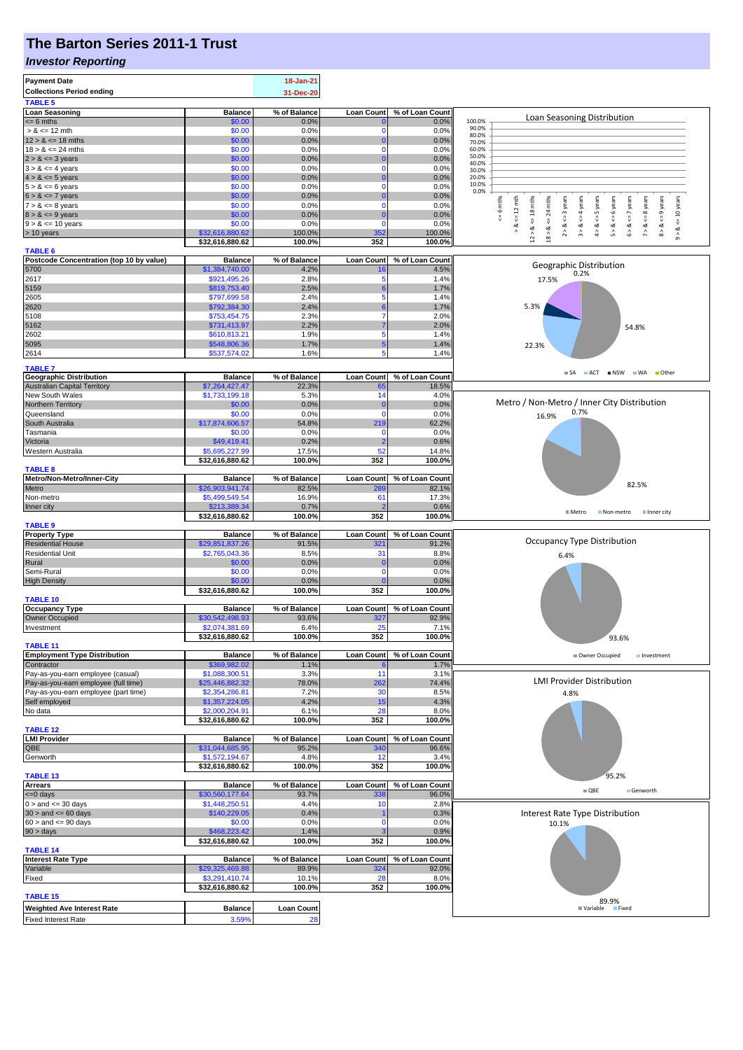# The Barton Series 2011-1 Trust

## *Investor Reporting*

| **Payment Date** | 18-Jan-21 |
|---|---|
| **Collections Period ending** | 31-Dec-20 |

**TABLE 5**

| Loan Seasoning | Balance | % of Balance | Loan Count | % of Loan Count |
|---|---|---|---|---|
| <= 6 mths | $0.00 | 0.0% | 0 | 0.0% |
| > & <= 12 mth | $0.00 | 0.0% | 0 | 0.0% |
| 12 > & <= 18 mths | $0.00 | 0.0% | 0 | 0.0% |
| 18 > & <= 24 mths | $0.00 | 0.0% | 0 | 0.0% |
| 2 > & <= 3 years | $0.00 | 0.0% | 0 | 0.0% |
| 3 > & <= 4 years | $0.00 | 0.0% | 0 | 0.0% |
| 4 > & <= 5 years | $0.00 | 0.0% | 0 | 0.0% |
| 5 > & <= 6 years | $0.00 | 0.0% | 0 | 0.0% |
| 6 > & <= 7 years | $0.00 | 0.0% | 0 | 0.0% |
| 7 > & <= 8 years | $0.00 | 0.0% | 0 | 0.0% |
| 8 > & <= 9 years | $0.00 | 0.0% | 0 | 0.0% |
| 9 > & <= 10 years | $0.00 | 0.0% | 0 | 0.0% |
| > 10 years | $32,616,880.62 | 100.0% | 352 | 100.0% |
| | $32,616,880.62 | 100.0% | 352 | 100.0% |

**TABLE 6**

| Postcode Concentration (top 10 by value) | Balance | % of Balance | Loan Count | % of Loan Count |
|---|---|---|---|---|
| 5700 | $1,384,740.00 | 4.2% | 16 | 4.5% |
| 2617 | $921,495.26 | 2.8% | 5 | 1.4% |
| 5159 | $819,753.40 | 2.5% | 6 | 1.7% |
| 2605 | $797,699.58 | 2.4% | 5 | 1.4% |
| 2620 | $792,384.30 | 2.4% | 6 | 1.7% |
| 5108 | $753,454.75 | 2.3% | 7 | 2.0% |
| 5162 | $731,413.97 | 2.2% | 7 | 2.0% |
| 2602 | $610,813.21 | 1.9% | 5 | 1.4% |
| 5095 | $548,806.36 | 1.7% | 5 | 1.4% |
| 2614 | $537,574.02 | 1.6% | 5 | 1.4% |

**TABLE 7**

| Geographic Distribution | Balance | % of Balance | Loan Count | % of Loan Count |
|---|---|---|---|---|
| Australian Capital Territory | $7,264,427.47 | 22.3% | 65 | 18.5% |
| New South Wales | $1,733,199.18 | 5.3% | 14 | 4.0% |
| Northern Territory | $0.00 | 0.0% | 0 | 0.0% |
| Queensland | $0.00 | 0.0% | 0 | 0.0% |
| South Australia | $17,874,606.57 | 54.8% | 219 | 62.2% |
| Tasmania | $0.00 | 0.0% | 0 | 0.0% |
| Victoria | $49,419.41 | 0.2% | 2 | 0.6% |
| Western Australia | $5,695,227.99 | 17.5% | 52 | 14.8% |
| | $32,616,880.62 | 100.0% | 352 | 100.0% |

**TABLE 8**

| Metro/Non-Metro/Inner-City | Balance | % of Balance | Loan Count | % of Loan Count |
|---|---|---|---|---|
| Metro | $26,903,941.74 | 82.5% | 289 | 82.1% |
| Non-metro | $5,499,549.54 | 16.9% | 61 | 17.3% |
| Inner city | $213,389.34 | 0.7% | 2 | 0.6% |
| | $32,616,880.62 | 100.0% | 352 | 100.0% |

**TABLE 9**

| Property Type | Balance | % of Balance | Loan Count | % of Loan Count |
|---|---|---|---|---|
| Residential House | $29,851,837.26 | 91.5% | 321 | 91.2% |
| Residential Unit | $2,765,043.36 | 8.5% | 31 | 8.8% |
| Rural | $0.00 | 0.0% | 0 | 0.0% |
| Semi-Rural | $0.00 | 0.0% | 0 | 0.0% |
| High Density | $0.00 | 0.0% | 0 | 0.0% |
| | $32,616,880.62 | 100.0% | 352 | 100.0% |

**TABLE 10**

| Occupancy Type | Balance | % of Balance | Loan Count | % of Loan Count |
|---|---|---|---|---|
| Owner Occupied | $30,542,498.93 | 93.6% | 327 | 92.9% |
| Investment | $2,074,381.69 | 6.4% | 25 | 7.1% |
| | $32,616,880.62 | 100.0% | 352 | 100.0% |

**TABLE 11**

| Employment Type Distribution | Balance | % of Balance | Loan Count | % of Loan Count |
|---|---|---|---|---|
| Contractor | $369,982.02 | 1.1% | 6 | 1.7% |
| Pay-as-you-earn employee (casual) | $1,088,300.51 | 3.3% | 11 | 3.1% |
| Pay-as-you-earn employee (full time) | $25,446,882.32 | 78.0% | 262 | 74.4% |
| Pay-as-you-earn employee (part time) | $2,354,286.81 | 7.2% | 30 | 8.5% |
| Self employed | $1,357,224.05 | 4.2% | 15 | 4.3% |
| No data | $2,000,204.91 | 6.1% | 28 | 8.0% |
| | $32,616,880.62 | 100.0% | 352 | 100.0% |

**TABLE 12**

| LMI Provider | Balance | % of Balance | Loan Count | % of Loan Count |
|---|---|---|---|---|
| QBE | $31,044,685.95 | 95.2% | 340 | 96.6% |
| Genworth | $1,572,194.67 | 4.8% | 12 | 3.4% |
| | $32,616,880.62 | 100.0% | 352 | 100.0% |

**TABLE 13**

| Arrears | Balance | % of Balance | Loan Count | % of Loan Count |
|---|---|---|---|---|
| <=0 days | $30,560,177.64 | 93.7% | 338 | 96.0% |
| 0 > and <= 30 days | $1,448,250.51 | 4.4% | 10 | 2.8% |
| 30 > and <= 60 days | $140,229.05 | 0.4% | 1 | 0.3% |
| 60 > and <= 90 days | $0.00 | 0.0% | 0 | 0.0% |
| 90 > days | $468,223.42 | 1.4% | 3 | 0.9% |
| | $32,616,880.62 | 100.0% | 352 | 100.0% |

**TABLE 14**

| Interest Rate Type | Balance | % of Balance | Loan Count | % of Loan Count |
|---|---|---|---|---|
| Variable | $29,325,469.88 | 89.9% | 324 | 92.0% |
| Fixed | $3,291,410.74 | 10.1% | 28 | 8.0% |
| | $32,616,880.62 | 100.0% | 352 | 100.0% |

**TABLE 15**

| Weighted Ave Interest Rate | Balance | Loan Count |
|---|---|---|
| Fixed Interest Rate | 3.59% | 28 |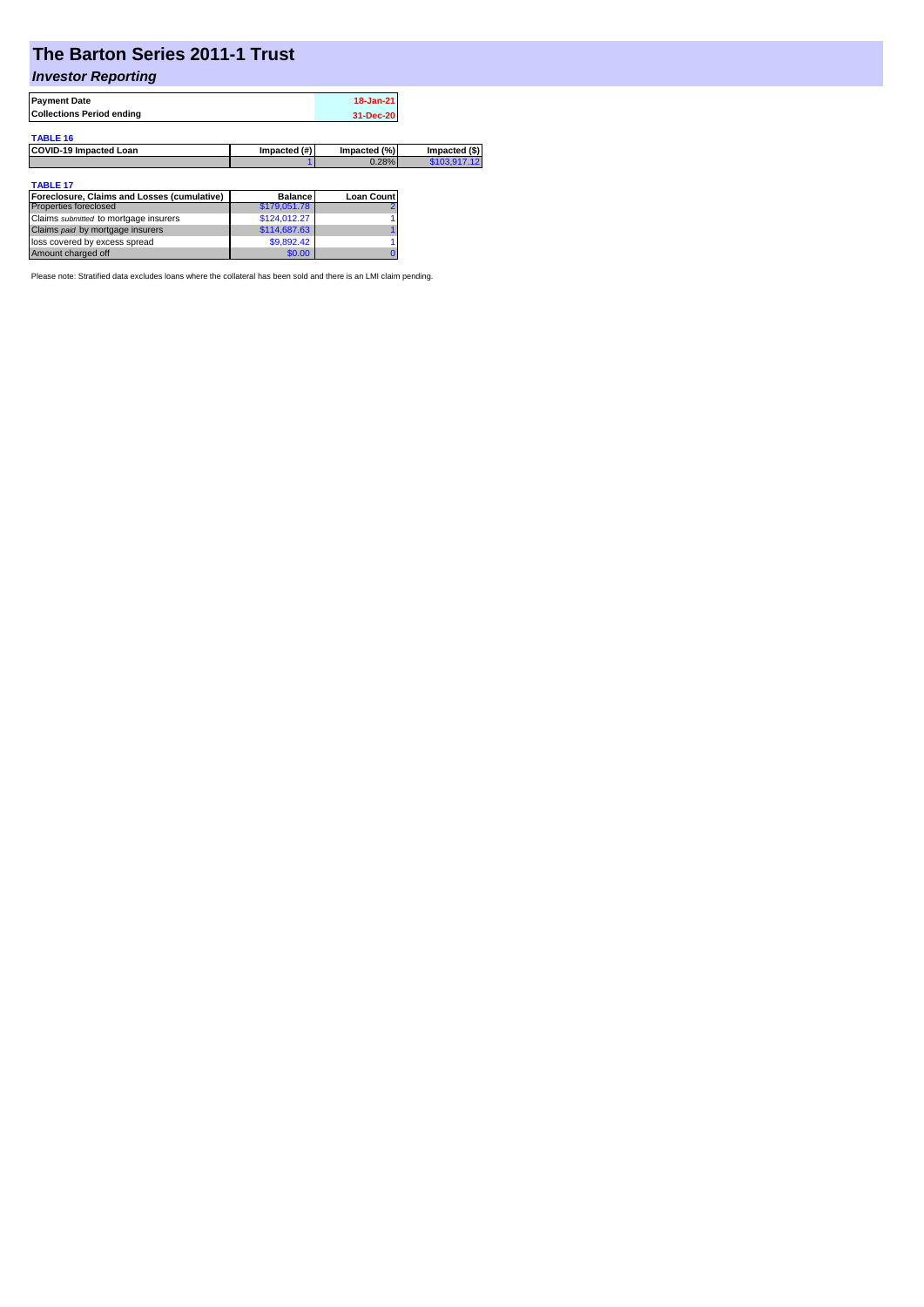# The Barton Series 2011-1 Trust

## *Investor Reporting*

| | |
|---|---|
| **Payment Date** | **18-Jan-21** |
| **Collections Period ending** | **31-Dec-20** |

**TABLE 16**

| COVID-19 Impacted Loan | Impacted (#) | Impacted (%) | Impacted ($) |
|---|---|---|---|
| | 1 | 0.28% | $103,917.12 |

**TABLE 17**

| Foreclosure, Claims and Losses (cumulative) | Balance | Loan Count |
|---|---|---|
| Properties foreclosed | $179,051.78 | 2 |
| Claims *submitted* to mortgage insurers | $124,012.27 | 1 |
| Claims *paid* by mortgage insurers | $114,687.63 | 1 |
| loss covered by excess spread | $9,892.42 | 1 |
| Amount charged off | $0.00 | 0 |

Please note: Stratified data excludes loans where the collateral has been sold and there is an LMI claim pending.